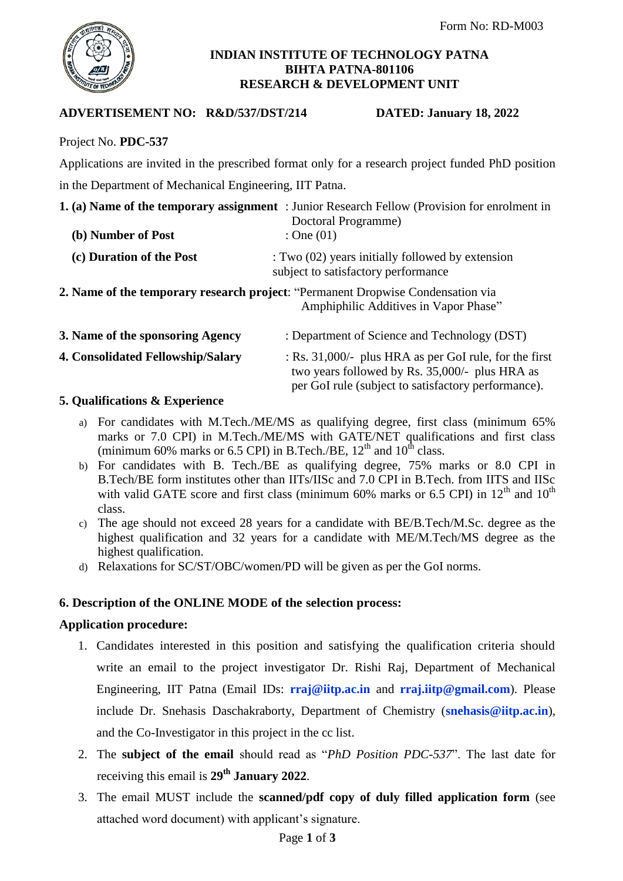Form No: RD-M003

**INDIAN INSTITUTE OF TECHNOLOGY PATNA**
**BIHTA PATNA-801106**
**RESEARCH & DEVELOPMENT UNIT**

**ADVERTISEMENT NO: R&D/537/DST/214** **DATED: January 18, 2022**

Project No. **PDC-537**

Applications are invited in the prescribed format only for a research project funded PhD position in the Department of Mechanical Engineering, IIT Patna.

**1. (a) Name of the temporary assignment** : Junior Research Fellow (Provision for enrolment in Doctoral Programme)

**(b) Number of Post** : One (01)

**(c) Duration of the Post** : Two (02) years initially followed by extension subject to satisfactory performance

**2. Name of the temporary research project**: "Permanent Dropwise Condensation via Amphiphilic Additives in Vapor Phase"

**3. Name of the sponsoring Agency** : Department of Science and Technology (DST)

**4. Consolidated Fellowship/Salary** : Rs. 31,000/- plus HRA as per GoI rule, for the first two years followed by Rs. 35,000/- plus HRA as per GoI rule (subject to satisfactory performance).

**5. Qualifications & Experience**

a) For candidates with M.Tech./ME/MS as qualifying degree, first class (minimum 65% marks or 7.0 CPI) in M.Tech./ME/MS with GATE/NET qualifications and first class (minimum 60% marks or 6.5 CPI) in B.Tech./BE, 12th and 10th class.

b) For candidates with B. Tech./BE as qualifying degree, 75% marks or 8.0 CPI in B.Tech/BE form institutes other than IITs/IISc and 7.0 CPI in B.Tech. from IITS and IISc with valid GATE score and first class (minimum 60% marks or 6.5 CPI) in 12th and 10th class.

c) The age should not exceed 28 years for a candidate with BE/B.Tech/M.Sc. degree as the highest qualification and 32 years for a candidate with ME/M.Tech/MS degree as the highest qualification.

d) Relaxations for SC/ST/OBC/women/PD will be given as per the GoI norms.

**6. Description of the ONLINE MODE of the selection process:**

**Application procedure:**

1. Candidates interested in this position and satisfying the qualification criteria should write an email to the project investigator Dr. Rishi Raj, Department of Mechanical Engineering, IIT Patna (Email IDs: **rraj@iitp.ac.in** and **rraj.iitp@gmail.com**). Please include Dr. Snehasis Daschakraborty, Department of Chemistry (**snehasis@iitp.ac.in**), and the Co-Investigator in this project in the cc list.
2. The **subject of the email** should read as "*PhD Position PDC-537*". The last date for receiving this email is **29th January 2022**.
3. The email MUST include the **scanned/pdf copy of duly filled application form** (see attached word document) with applicant's signature.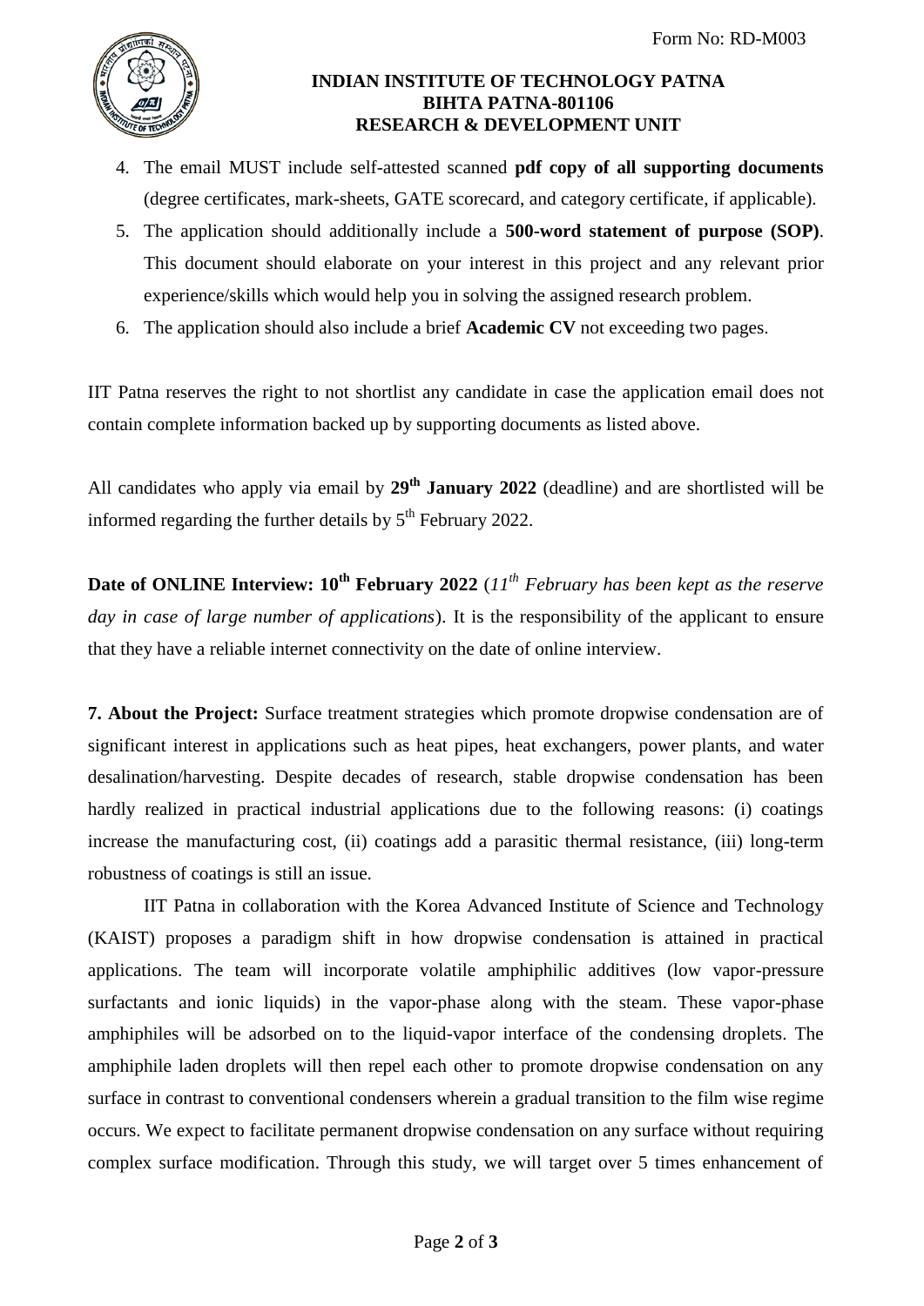4. The email MUST include self-attested scanned **pdf copy of all supporting documents** (degree certificates, mark-sheets, GATE scorecard, and category certificate, if applicable).
5. The application should additionally include a **500-word statement of purpose (SOP)**. This document should elaborate on your interest in this project and any relevant prior experience/skills which would help you in solving the assigned research problem.
6. The application should also include a brief **Academic CV** not exceeding two pages.

IIT Patna reserves the right to not shortlist any candidate in case the application email does not contain complete information backed up by supporting documents as listed above.

All candidates who apply via email by **29th January 2022** (deadline) and are shortlisted will be informed regarding the further details by 5th February 2022.

**Date of ONLINE Interview: 10th February 2022** (*11th February has been kept as the reserve day in case of large number of applications*). It is the responsibility of the applicant to ensure that they have a reliable internet connectivity on the date of online interview.

**7. About the Project:** Surface treatment strategies which promote dropwise condensation are of significant interest in applications such as heat pipes, heat exchangers, power plants, and water desalination/harvesting. Despite decades of research, stable dropwise condensation has been hardly realized in practical industrial applications due to the following reasons: (i) coatings increase the manufacturing cost, (ii) coatings add a parasitic thermal resistance, (iii) long-term robustness of coatings is still an issue.

IIT Patna in collaboration with the Korea Advanced Institute of Science and Technology (KAIST) proposes a paradigm shift in how dropwise condensation is attained in practical applications. The team will incorporate volatile amphiphilic additives (low vapor-pressure surfactants and ionic liquids) in the vapor-phase along with the steam. These vapor-phase amphiphiles will be adsorbed on to the liquid-vapor interface of the condensing droplets. The amphiphile laden droplets will then repel each other to promote dropwise condensation on any surface in contrast to conventional condensers wherein a gradual transition to the film wise regime occurs. We expect to facilitate permanent dropwise condensation on any surface without requiring complex surface modification. Through this study, we will target over 5 times enhancement of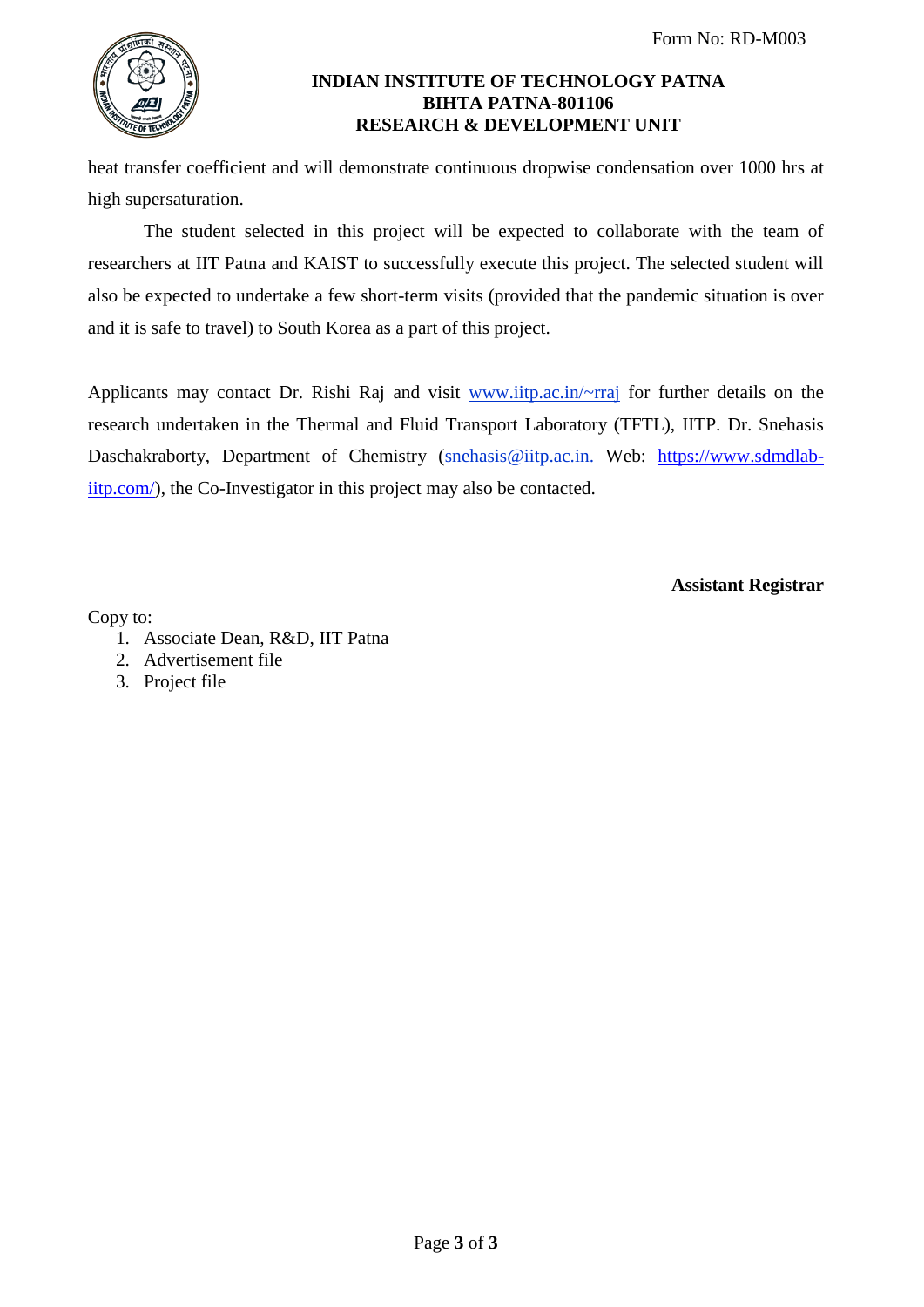heat transfer coefficient and will demonstrate continuous dropwise condensation over 1000 hrs at high supersaturation.

The student selected in this project will be expected to collaborate with the team of researchers at IIT Patna and KAIST to successfully execute this project. The selected student will also be expected to undertake a few short-term visits (provided that the pandemic situation is over and it is safe to travel) to South Korea as a part of this project.

Applicants may contact Dr. Rishi Raj and visit www.iitp.ac.in/~rraj for further details on the research undertaken in the Thermal and Fluid Transport Laboratory (TFTL), IITP. Dr. Snehasis Daschakraborty, Department of Chemistry (snehasis@iitp.ac.in. Web: https://www.sdmdlab-iitp.com/), the Co-Investigator in this project may also be contacted.

**Assistant Registrar**

Copy to:

1. Associate Dean, R&D, IIT Patna
2. Advertisement file
3. Project file